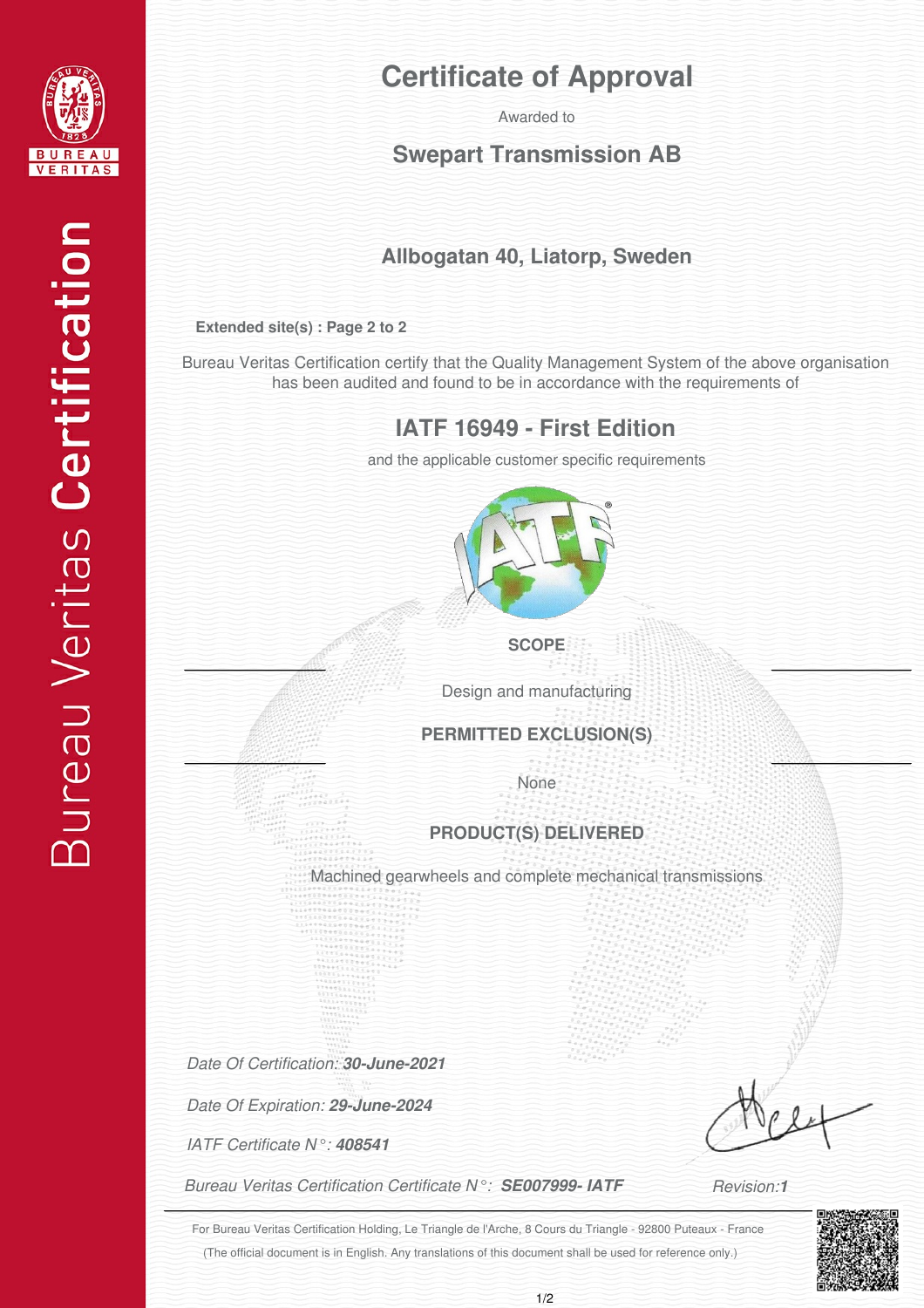# Certificate of Approval

Awarded to

## Swepart Transmission AB

### Allbogatan 40, Liatorp, Sweden

**Extended site(s) : Page 2 to 2**

Bureau Veritas Certification certify that the Quality Management System of the above organisation has been audited and found to be in accordance with the requirements of

## IATF 16949 - First Edition

and the applicable customer specific requirements

**SCOPE**

Design and manufacturing

**PERMITTED EXCLUSION(S)**

None

**PRODUCT(S) DELIVERED**

Machined gearwheels and complete mechanical transmissions

*Date Of Certification:* ***30-June-2021***

*Date Of Expiration:* ***29-June-2024***

*IATF Certificate N°:* ***408541***

*Bureau Veritas Certification Certificate N°:* ***SE007999- IATF*** *Revision:* ***1***

For Bureau Veritas Certification Holding, Le Triangle de l'Arche, 8 Cours du Triangle - 92800 Puteaux - France

(The official document is in English. Any translations of this document shall be used for reference only.)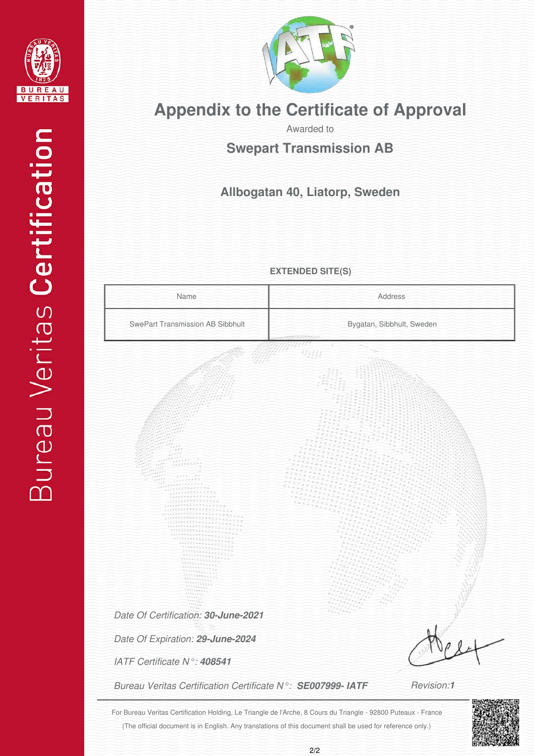# Appendix to the Certificate of Approval

Awarded to

## Swepart Transmission AB

### Allbogatan 40, Liatorp, Sweden

**EXTENDED SITE(S)**

| Name | Address |
| --- | --- |
| SwePart Transmission AB Sibbhult | Bygatan, Sibbhult, Sweden |

*Date Of Certification:* ***30-June-2021***

*Date Of Expiration:* ***29-June-2024***

*IATF Certificate N°:* ***408541***

*Bureau Veritas Certification Certificate N°:* ***SE007999- IATF***

*Revision:* ***1***

For Bureau Veritas Certification Holding, Le Triangle de l'Arche, 8 Cours du Triangle - 92800 Puteaux - France

(The official document is in English. Any translations of this document shall be used for reference only.)